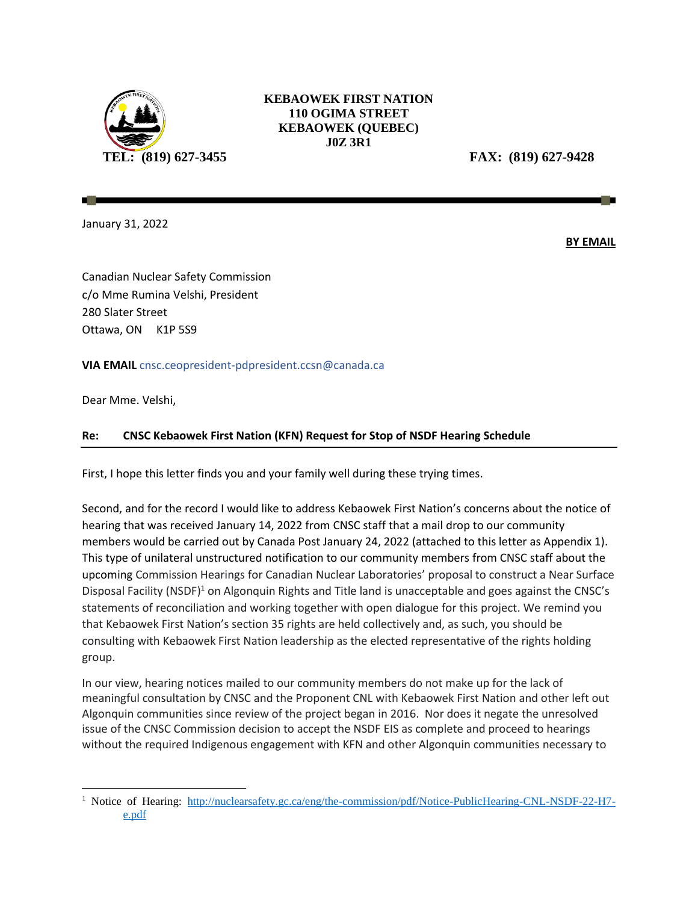**KEBAOWEK FIRST NATION**
**110 OGIMA STREET**
**KEBAOWEK (QUEBEC)**
**J0Z 3R1**

**TEL: (819) 627-3455** **FAX: (819) 627-9428**

---

January 31, 2022

**BY EMAIL**

Canadian Nuclear Safety Commission
c/o Mme Rumina Velshi, President
280 Slater Street
Ottawa, ON K1P 5S9

**VIA EMAIL** cnsc.ceopresident-pdpresident.ccsn@canada.ca

Dear Mme. Velshi,

**Re: CNSC Kebaowek First Nation (KFN) Request for Stop of NSDF Hearing Schedule**

First, I hope this letter finds you and your family well during these trying times.

Second, and for the record I would like to address Kebaowek First Nation's concerns about the notice of hearing that was received January 14, 2022 from CNSC staff that a mail drop to our community members would be carried out by Canada Post January 24, 2022 (attached to this letter as Appendix 1). This type of unilateral unstructured notification to our community members from CNSC staff about the upcoming Commission Hearings for Canadian Nuclear Laboratories' proposal to construct a Near Surface Disposal Facility (NSDF)[1] on Algonquin Rights and Title land is unacceptable and goes against the CNSC's statements of reconciliation and working together with open dialogue for this project. We remind you that Kebaowek First Nation's section 35 rights are held collectively and, as such, you should be consulting with Kebaowek First Nation leadership as the elected representative of the rights holding group.

In our view, hearing notices mailed to our community members do not make up for the lack of meaningful consultation by CNSC and the Proponent CNL with Kebaowek First Nation and other left out Algonquin communities since review of the project began in 2016. Nor does it negate the unresolved issue of the CNSC Commission decision to accept the NSDF EIS as complete and proceed to hearings without the required Indigenous engagement with KFN and other Algonquin communities necessary to

---

[1] Notice of Hearing: http://nuclearsafety.gc.ca/eng/the-commission/pdf/Notice-PublicHearing-CNL-NSDF-22-H7-e.pdf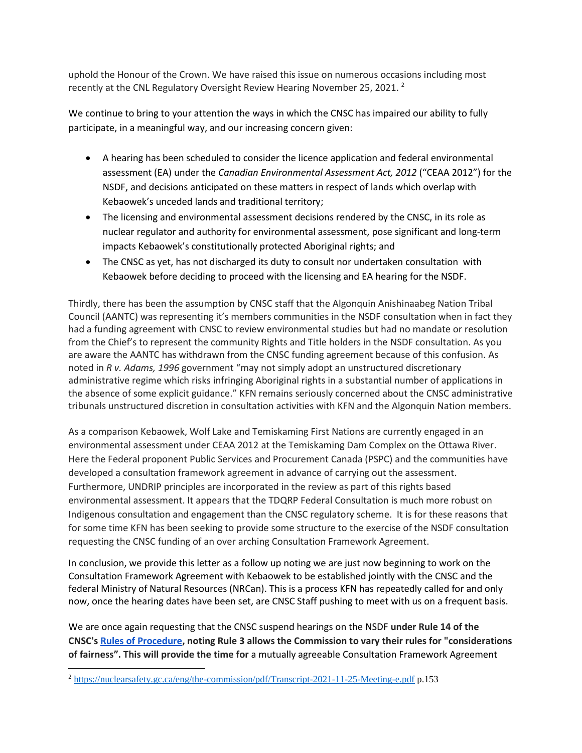uphold the Honour of the Crown. We have raised this issue on numerous occasions including most recently at the CNL Regulatory Oversight Review Hearing November 25, 2021. [2]

We continue to bring to your attention the ways in which the CNSC has impaired our ability to fully participate, in a meaningful way, and our increasing concern given:

- A hearing has been scheduled to consider the licence application and federal environmental assessment (EA) under the *Canadian Environmental Assessment Act, 2012* ("CEAA 2012") for the NSDF, and decisions anticipated on these matters in respect of lands which overlap with Kebaowek's unceded lands and traditional territory;
- The licensing and environmental assessment decisions rendered by the CNSC, in its role as nuclear regulator and authority for environmental assessment, pose significant and long-term impacts Kebaowek's constitutionally protected Aboriginal rights; and
- The CNSC as yet, has not discharged its duty to consult nor undertaken consultation with Kebaowek before deciding to proceed with the licensing and EA hearing for the NSDF.

Thirdly, there has been the assumption by CNSC staff that the Algonquin Anishinaabeg Nation Tribal Council (AANTC) was representing it's members communities in the NSDF consultation when in fact they had a funding agreement with CNSC to review environmental studies but had no mandate or resolution from the Chief's to represent the community Rights and Title holders in the NSDF consultation. As you are aware the AANTC has withdrawn from the CNSC funding agreement because of this confusion. As noted in *R v. Adams, 1996* government "may not simply adopt an unstructured discretionary administrative regime which risks infringing Aboriginal rights in a substantial number of applications in the absence of some explicit guidance." KFN remains seriously concerned about the CNSC administrative tribunals unstructured discretion in consultation activities with KFN and the Algonquin Nation members.

As a comparison Kebaowek, Wolf Lake and Temiskaming First Nations are currently engaged in an environmental assessment under CEAA 2012 at the Temiskaming Dam Complex on the Ottawa River. Here the Federal proponent Public Services and Procurement Canada (PSPC) and the communities have developed a consultation framework agreement in advance of carrying out the assessment. Furthermore, UNDRIP principles are incorporated in the review as part of this rights based environmental assessment. It appears that the TDQRP Federal Consultation is much more robust on Indigenous consultation and engagement than the CNSC regulatory scheme. It is for these reasons that for some time KFN has been seeking to provide some structure to the exercise of the NSDF consultation requesting the CNSC funding of an over arching Consultation Framework Agreement.

In conclusion, we provide this letter as a follow up noting we are just now beginning to work on the Consultation Framework Agreement with Kebaowek to be established jointly with the CNSC and the federal Ministry of Natural Resources (NRCan). This is a process KFN has repeatedly called for and only now, once the hearing dates have been set, are CNSC Staff pushing to meet with us on a frequent basis.

We are once again requesting that the CNSC suspend hearings on the NSDF **under Rule 14 of the CNSC's [Rules of Procedure](), noting Rule 3 allows the Commission to vary their rules for "considerations of fairness". This will provide the time for** a mutually agreeable Consultation Framework Agreement

[2] https://nuclearsafety.gc.ca/eng/the-commission/pdf/Transcript-2021-11-25-Meeting-e.pdf p.153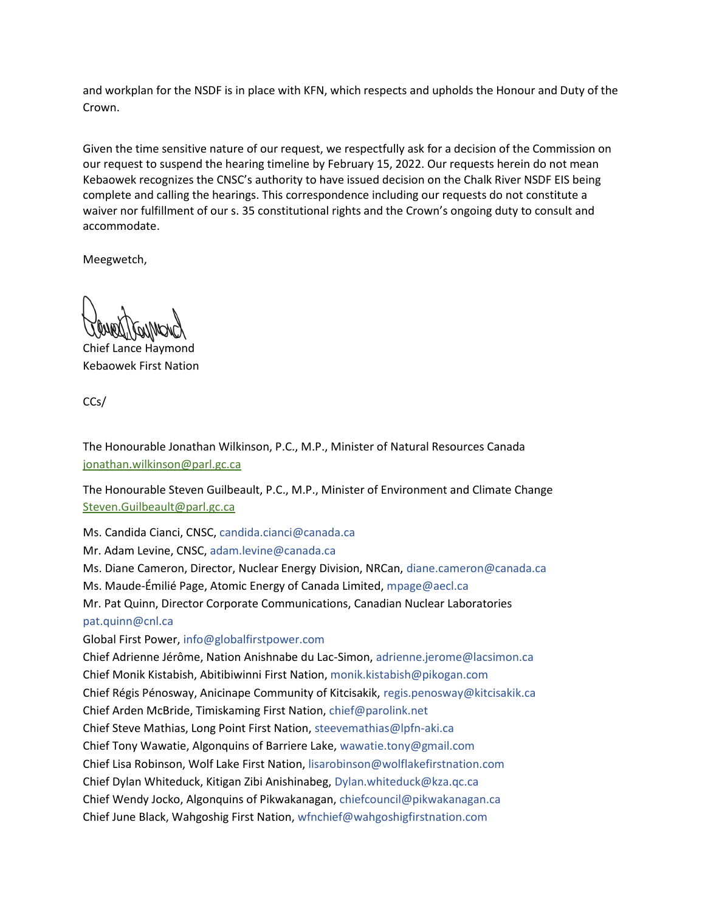and workplan for the NSDF is in place with KFN, which respects and upholds the Honour and Duty of the Crown.

Given the time sensitive nature of our request, we respectfully ask for a decision of the Commission on our request to suspend the hearing timeline by February 15, 2022. Our requests herein do not mean Kebaowek recognizes the CNSC's authority to have issued decision on the Chalk River NSDF EIS being complete and calling the hearings. This correspondence including our requests do not constitute a waiver nor fulfillment of our s. 35 constitutional rights and the Crown's ongoing duty to consult and accommodate.

Meegwetch,

Chief Lance Haymond
Kebaowek First Nation

CCs/

The Honourable Jonathan Wilkinson, P.C., M.P., Minister of Natural Resources Canada
jonathan.wilkinson@parl.gc.ca

The Honourable Steven Guilbeault, P.C., M.P., Minister of Environment and Climate Change
Steven.Guilbeault@parl.gc.ca

Ms. Candida Cianci, CNSC, candida.cianci@canada.ca
Mr. Adam Levine, CNSC, adam.levine@canada.ca
Ms. Diane Cameron, Director, Nuclear Energy Division, NRCan, diane.cameron@canada.ca
Ms. Maude-Émilié Page, Atomic Energy of Canada Limited, mpage@aecl.ca
Mr. Pat Quinn, Director Corporate Communications, Canadian Nuclear Laboratories
pat.quinn@cnl.ca
Global First Power, info@globalfirstpower.com
Chief Adrienne Jérôme, Nation Anishnabe du Lac-Simon, adrienne.jerome@lacsimon.ca
Chief Monik Kistabish, Abitibiwinni First Nation, monik.kistabish@pikogan.com
Chief Régis Pénosway, Anicinape Community of Kitcisakik, regis.penosway@kitcisakik.ca
Chief Arden McBride, Timiskaming First Nation, chief@parolink.net
Chief Steve Mathias, Long Point First Nation, steevemathias@lpfn-aki.ca
Chief Tony Wawatie, Algonquins of Barriere Lake, wawatie.tony@gmail.com
Chief Lisa Robinson, Wolf Lake First Nation, lisarobinson@wolflakefirstnation.com
Chief Dylan Whiteduck, Kitigan Zibi Anishinabeg, Dylan.whiteduck@kza.qc.ca
Chief Wendy Jocko, Algonquins of Pikwakanagan, chiefcouncil@pikwakanagan.ca
Chief June Black, Wahgoshig First Nation, wfnchief@wahgoshigfirstnation.com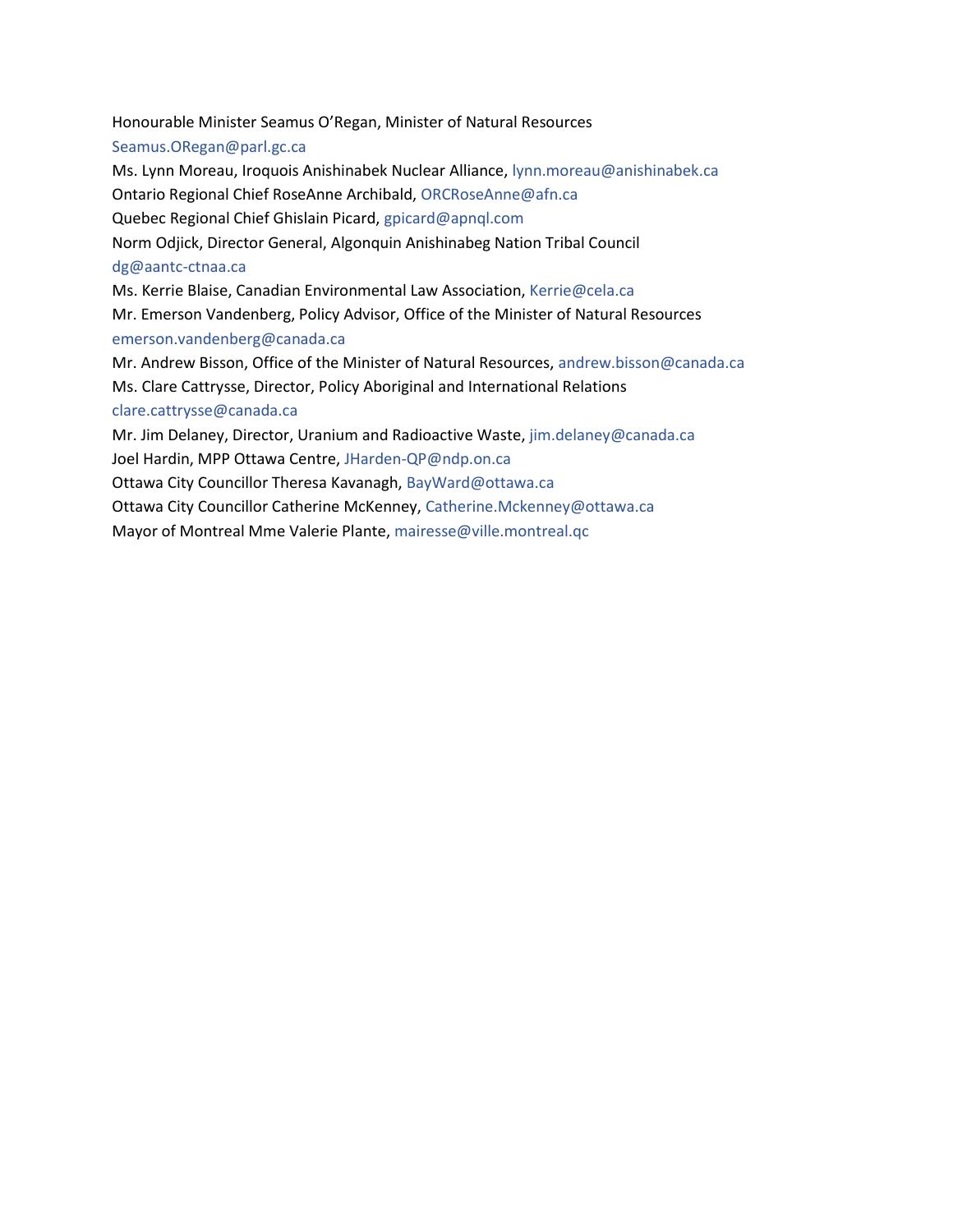Honourable Minister Seamus O'Regan, Minister of Natural Resources
Seamus.ORegan@parl.gc.ca

Ms. Lynn Moreau, Iroquois Anishinabek Nuclear Alliance, lynn.moreau@anishinabek.ca

Ontario Regional Chief RoseAnne Archibald, ORCRoseAnne@afn.ca

Quebec Regional Chief Ghislain Picard, gpicard@apnql.com

Norm Odjick, Director General, Algonquin Anishinabeg Nation Tribal Council
dg@aantc-ctnaa.ca

Ms. Kerrie Blaise, Canadian Environmental Law Association, Kerrie@cela.ca

Mr. Emerson Vandenberg, Policy Advisor, Office of the Minister of Natural Resources
emerson.vandenberg@canada.ca

Mr. Andrew Bisson, Office of the Minister of Natural Resources, andrew.bisson@canada.ca

Ms. Clare Cattrysse, Director, Policy Aboriginal and International Relations
clare.cattrysse@canada.ca

Mr. Jim Delaney, Director, Uranium and Radioactive Waste, jim.delaney@canada.ca

Joel Hardin, MPP Ottawa Centre, JHarden-QP@ndp.on.ca

Ottawa City Councillor Theresa Kavanagh, BayWard@ottawa.ca

Ottawa City Councillor Catherine McKenney, Catherine.Mckenney@ottawa.ca

Mayor of Montreal Mme Valerie Plante, mairesse@ville.montreal.qc